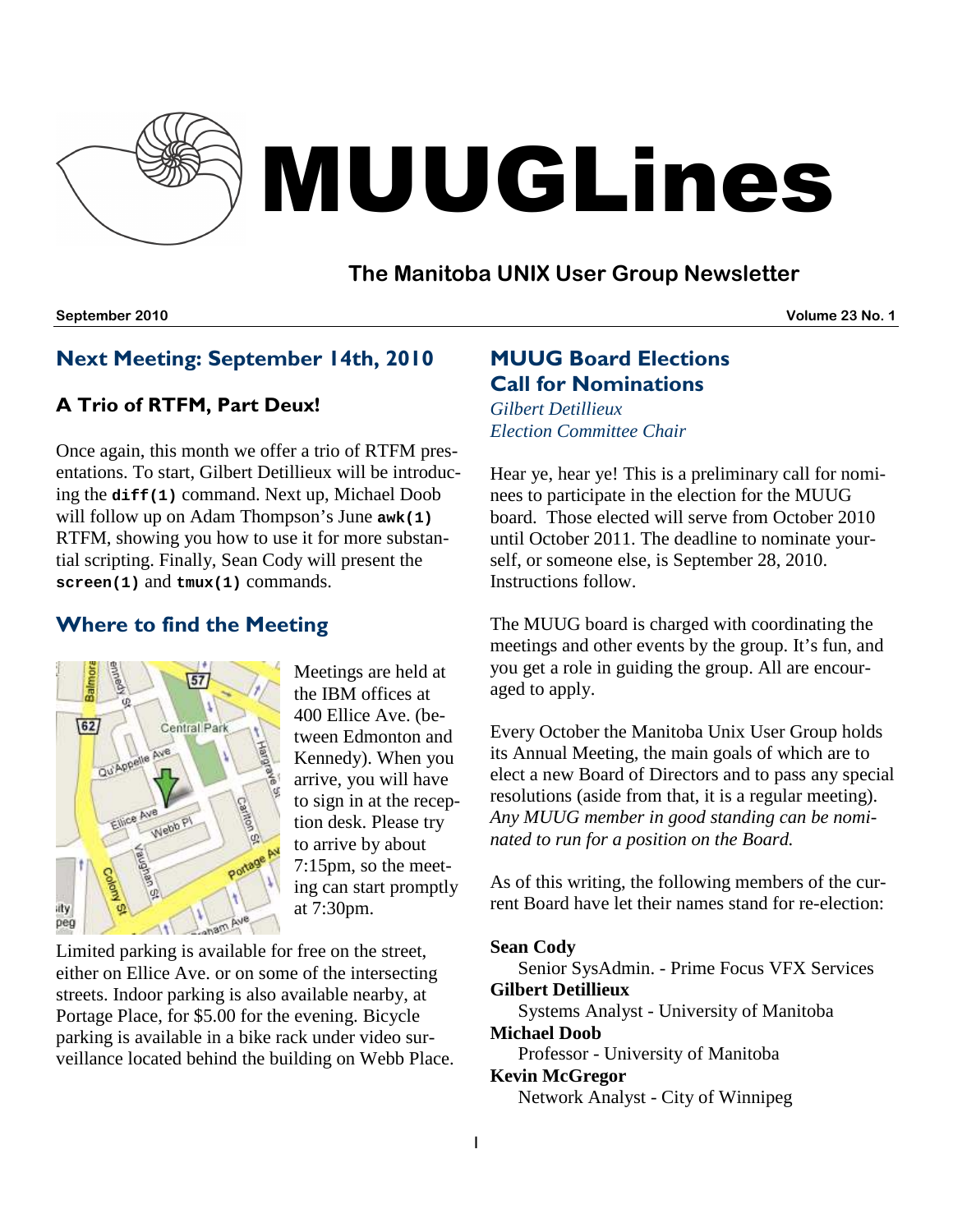# MUUGLines

## The Manitoba UNIX User Group Newsletter

**September 2010** **Volume 23 No. 1**

## Next Meeting: September 14th, 2010

### A Trio of RTFM, Part Deux!

Once again, this month we offer a trio of RTFM presentations. To start, Gilbert Detillieux will be introducing the **`diff(1)`** command. Next up, Michael Doob will follow up on Adam Thompson's June **`awk(1)`** RTFM, showing you how to use it for more substantial scripting. Finally, Sean Cody will present the **`screen(1)`** and **`tmux(1)`** commands.

## Where to find the Meeting

Meetings are held at the IBM offices at 400 Ellice Ave. (between Edmonton and Kennedy). When you arrive, you will have to sign in at the reception desk. Please try to arrive by about 7:15pm, so the meeting can start promptly at 7:30pm.

Limited parking is available for free on the street, either on Ellice Ave. or on some of the intersecting streets. Indoor parking is also available nearby, at Portage Place, for $5.00 for the evening. Bicycle parking is available in a bike rack under video surveillance located behind the building on Webb Place.

## MUUG Board Elections Call for Nominations

*Gilbert Detillieux*
*Election Committee Chair*

Hear ye, hear ye! This is a preliminary call for nominees to participate in the election for the MUUG board. Those elected will serve from October 2010 until October 2011. The deadline to nominate yourself, or someone else, is September 28, 2010. Instructions follow.

The MUUG board is charged with coordinating the meetings and other events by the group. It's fun, and you get a role in guiding the group. All are encouraged to apply.

Every October the Manitoba Unix User Group holds its Annual Meeting, the main goals of which are to elect a new Board of Directors and to pass any special resolutions (aside from that, it is a regular meeting). *Any MUUG member in good standing can be nominated to run for a position on the Board.*

As of this writing, the following members of the current Board have let their names stand for re-election:

**Sean Cody**
Senior SysAdmin. - Prime Focus VFX Services

**Gilbert Detillieux**
Systems Analyst - University of Manitoba

**Michael Doob**
Professor - University of Manitoba

**Kevin McGregor**
Network Analyst - City of Winnipeg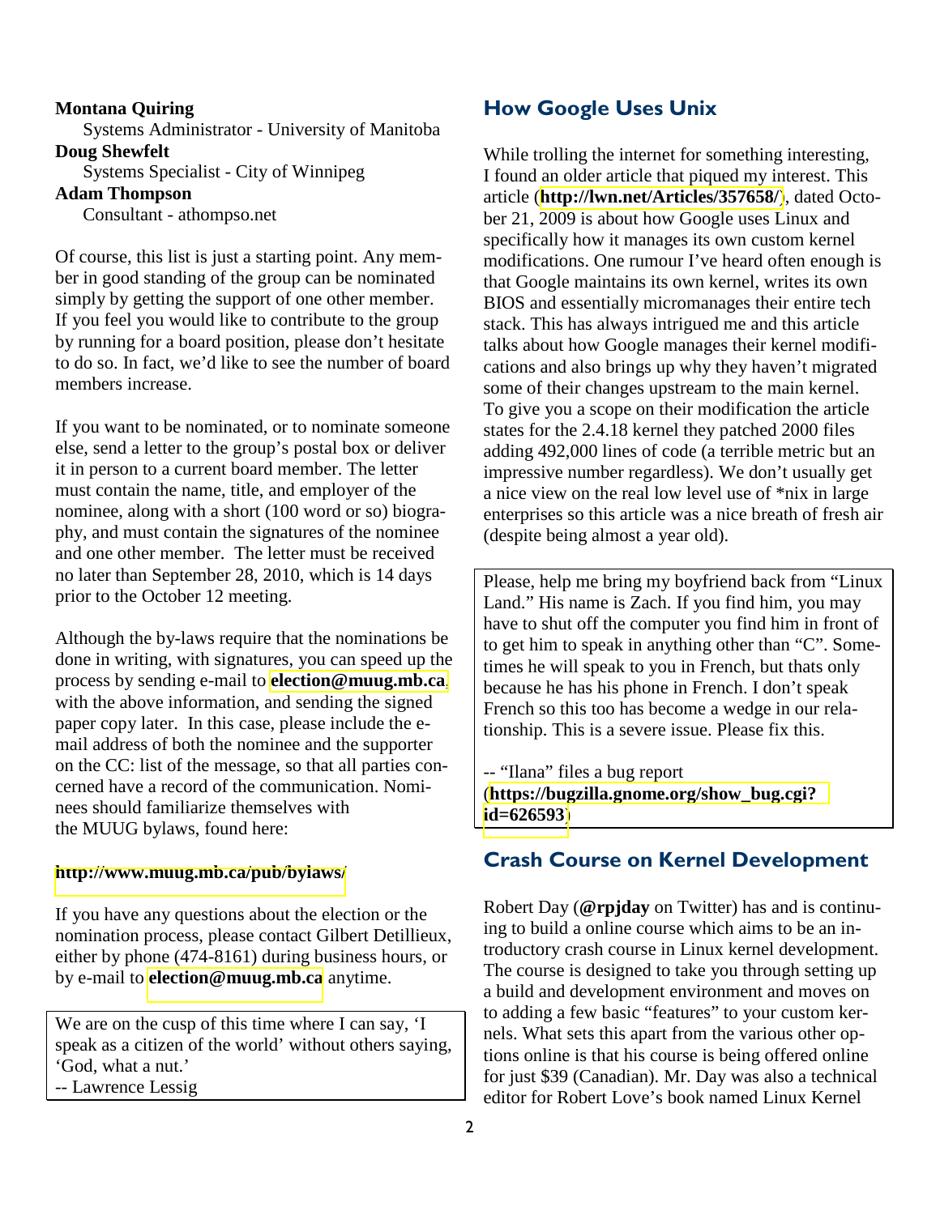**Montana Quiring**
Systems Administrator - University of Manitoba
**Doug Shewfelt**
Systems Specialist - City of Winnipeg
**Adam Thompson**
Consultant - athompso.net

Of course, this list is just a starting point. Any member in good standing of the group can be nominated simply by getting the support of one other member. If you feel you would like to contribute to the group by running for a board position, please don't hesitate to do so. In fact, we'd like to see the number of board members increase.

If you want to be nominated, or to nominate someone else, send a letter to the group's postal box or deliver it in person to a current board member. The letter must contain the name, title, and employer of the nominee, along with a short (100 word or so) biography, and must contain the signatures of the nominee and one other member. The letter must be received no later than September 28, 2010, which is 14 days prior to the October 12 meeting.

Although the by-laws require that the nominations be done in writing, with signatures, you can speed up the process by sending e-mail to **election@muug.mb.ca**, with the above information, and sending the signed paper copy later. In this case, please include the e-mail address of both the nominee and the supporter on the CC: list of the message, so that all parties concerned have a record of the communication. Nominees should familiarize themselves with the MUUG bylaws, found here:

**http://www.muug.mb.ca/pub/bylaws/**

If you have any questions about the election or the nomination process, please contact Gilbert Detillieux, either by phone (474-8161) during business hours, or by e-mail to **election@muug.mb.ca** anytime.

> We are on the cusp of this time where I can say, 'I speak as a citizen of the world' without others saying, 'God, what a nut.'
> -- Lawrence Lessig

## How Google Uses Unix

While trolling the internet for something interesting, I found an older article that piqued my interest. This article (**http://lwn.net/Articles/357658/**), dated October 21, 2009 is about how Google uses Linux and specifically how it manages its own custom kernel modifications. One rumour I've heard often enough is that Google maintains its own kernel, writes its own BIOS and essentially micromanages their entire tech stack. This has always intrigued me and this article talks about how Google manages their kernel modifications and also brings up why they haven't migrated some of their changes upstream to the main kernel. To give you a scope on their modification the article states for the 2.4.18 kernel they patched 2000 files adding 492,000 lines of code (a terrible metric but an impressive number regardless). We don't usually get a nice view on the real low level use of *nix in large enterprises so this article was a nice breath of fresh air (despite being almost a year old).

> Please, help me bring my boyfriend back from "Linux Land." His name is Zach. If you find him, you may have to shut off the computer you find him in front of to get him to speak in anything other than "C". Sometimes he will speak to you in French, but thats only because he has his phone in French. I don't speak French so this too has become a wedge in our relationship. This is a severe issue. Please fix this.
>
> -- "Ilana" files a bug report (**https://bugzilla.gnome.org/show_bug.cgi?id=626593**)

## Crash Course on Kernel Development

Robert Day (**@rpjday** on Twitter) has and is continuing to build a online course which aims to be an introductory crash course in Linux kernel development. The course is designed to take you through setting up a build and development environment and moves on to adding a few basic "features" to your custom kernels. What sets this apart from the various other options online is that his course is being offered online for just $39 (Canadian). Mr. Day was also a technical editor for Robert Love's book named Linux Kernel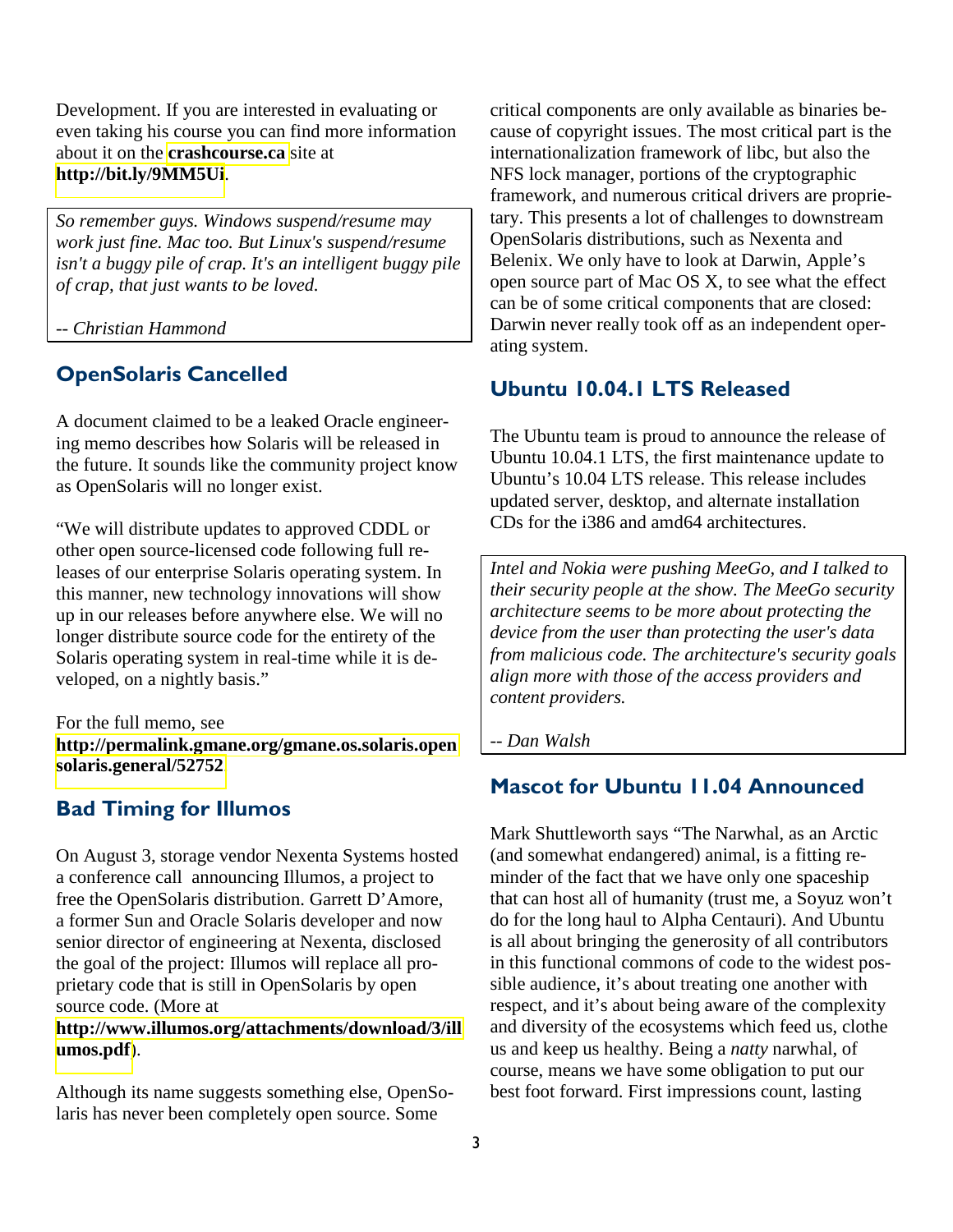Development. If you are interested in evaluating or even taking his course you can find more information about it on the **crashcourse.ca** site at **http://bit.ly/9MM5Ui**.

> *So remember guys. Windows suspend/resume may work just fine. Mac too. But Linux's suspend/resume isn't a buggy pile of crap. It's an intelligent buggy pile of crap, that just wants to be loved.*
>
> *-- Christian Hammond*

## OpenSolaris Cancelled

A document claimed to be a leaked Oracle engineering memo describes how Solaris will be released in the future. It sounds like the community project know as OpenSolaris will no longer exist.

"We will distribute updates to approved CDDL or other open source-licensed code following full releases of our enterprise Solaris operating system. In this manner, new technology innovations will show up in our releases before anywhere else. We will no longer distribute source code for the entirety of the Solaris operating system in real-time while it is developed, on a nightly basis."

For the full memo, see **http://permalink.gmane.org/gmane.os.solaris.opensolaris.general/52752**

## Bad Timing for Illumos

On August 3, storage vendor Nexenta Systems hosted a conference call announcing Illumos, a project to free the OpenSolaris distribution. Garrett D'Amore, a former Sun and Oracle Solaris developer and now senior director of engineering at Nexenta, disclosed the goal of the project: Illumos will replace all proprietary code that is still in OpenSolaris by open source code. (More at **http://www.illumos.org/attachments/download/3/illumos.pdf**).

Although its name suggests something else, OpenSolaris has never been completely open source. Some critical components are only available as binaries because of copyright issues. The most critical part is the internationalization framework of libc, but also the NFS lock manager, portions of the cryptographic framework, and numerous critical drivers are proprietary. This presents a lot of challenges to downstream OpenSolaris distributions, such as Nexenta and Belenix. We only have to look at Darwin, Apple's open source part of Mac OS X, to see what the effect can be of some critical components that are closed: Darwin never really took off as an independent operating system.

## Ubuntu 10.04.1 LTS Released

The Ubuntu team is proud to announce the release of Ubuntu 10.04.1 LTS, the first maintenance update to Ubuntu's 10.04 LTS release. This release includes updated server, desktop, and alternate installation CDs for the i386 and amd64 architectures.

> *Intel and Nokia were pushing MeeGo, and I talked to their security people at the show. The MeeGo security architecture seems to be more about protecting the device from the user than protecting the user's data from malicious code. The architecture's security goals align more with those of the access providers and content providers.*
>
> *-- Dan Walsh*

## Mascot for Ubuntu 11.04 Announced

Mark Shuttleworth says "The Narwhal, as an Arctic (and somewhat endangered) animal, is a fitting reminder of the fact that we have only one spaceship that can host all of humanity (trust me, a Soyuz won't do for the long haul to Alpha Centauri). And Ubuntu is all about bringing the generosity of all contributors in this functional commons of code to the widest possible audience, it's about treating one another with respect, and it's about being aware of the complexity and diversity of the ecosystems which feed us, clothe us and keep us healthy. Being a *natty* narwhal, of course, means we have some obligation to put our best foot forward. First impressions count, lasting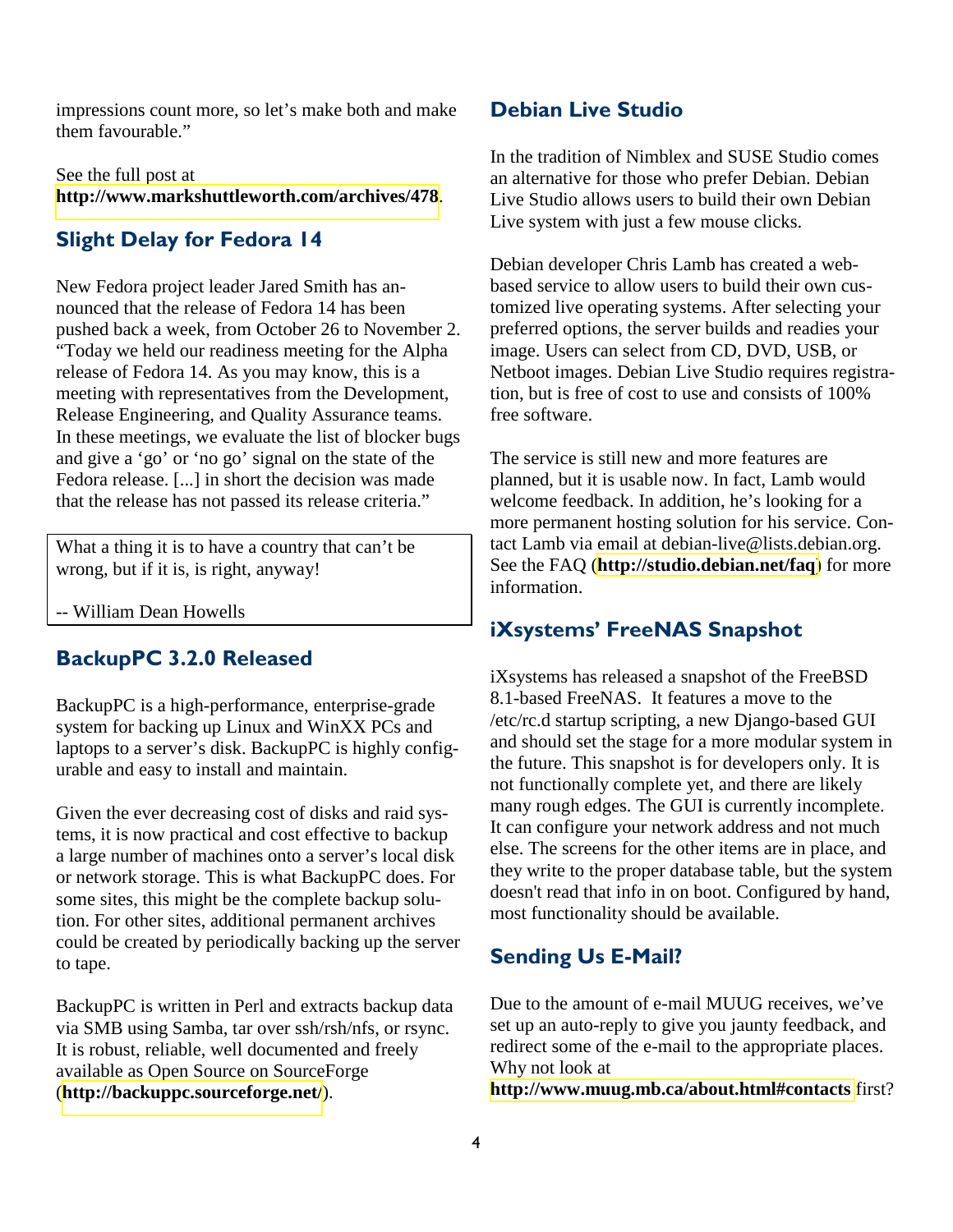impressions count more, so let's make both and make them favourable."

See the full post at **http://www.markshuttleworth.com/archives/478**.

## Slight Delay for Fedora 14

New Fedora project leader Jared Smith has announced that the release of Fedora 14 has been pushed back a week, from October 26 to November 2. "Today we held our readiness meeting for the Alpha release of Fedora 14. As you may know, this is a meeting with representatives from the Development, Release Engineering, and Quality Assurance teams. In these meetings, we evaluate the list of blocker bugs and give a 'go' or 'no go' signal on the state of the Fedora release. [...] in short the decision was made that the release has not passed its release criteria."

> What a thing it is to have a country that can't be wrong, but if it is, is right, anyway!
>
> -- William Dean Howells

## BackupPC 3.2.0 Released

BackupPC is a high-performance, enterprise-grade system for backing up Linux and WinXX PCs and laptops to a server's disk. BackupPC is highly configurable and easy to install and maintain.

Given the ever decreasing cost of disks and raid systems, it is now practical and cost effective to backup a large number of machines onto a server's local disk or network storage. This is what BackupPC does. For some sites, this might be the complete backup solution. For other sites, additional permanent archives could be created by periodically backing up the server to tape.

BackupPC is written in Perl and extracts backup data via SMB using Samba, tar over ssh/rsh/nfs, or rsync. It is robust, reliable, well documented and freely available as Open Source on SourceForge (**http://backuppc.sourceforge.net/**).

## Debian Live Studio

In the tradition of Nimblex and SUSE Studio comes an alternative for those who prefer Debian. Debian Live Studio allows users to build their own Debian Live system with just a few mouse clicks.

Debian developer Chris Lamb has created a web-based service to allow users to build their own customized live operating systems. After selecting your preferred options, the server builds and readies your image. Users can select from CD, DVD, USB, or Netboot images. Debian Live Studio requires registration, but is free of cost to use and consists of 100% free software.

The service is still new and more features are planned, but it is usable now. In fact, Lamb would welcome feedback. In addition, he's looking for a more permanent hosting solution for his service. Contact Lamb via email at debian-live@lists.debian.org. See the FAQ (**http://studio.debian.net/faq**) for more information.

## iXsystems' FreeNAS Snapshot

iXsystems has released a snapshot of the FreeBSD 8.1-based FreeNAS. It features a move to the /etc/rc.d startup scripting, a new Django-based GUI and should set the stage for a more modular system in the future. This snapshot is for developers only. It is not functionally complete yet, and there are likely many rough edges. The GUI is currently incomplete. It can configure your network address and not much else. The screens for the other items are in place, and they write to the proper database table, but the system doesn't read that info in on boot. Configured by hand, most functionality should be available.

## Sending Us E-Mail?

Due to the amount of e-mail MUUG receives, we've set up an auto-reply to give you jaunty feedback, and redirect some of the e-mail to the appropriate places. Why not look at **http://www.muug.mb.ca/about.html#contacts** first?